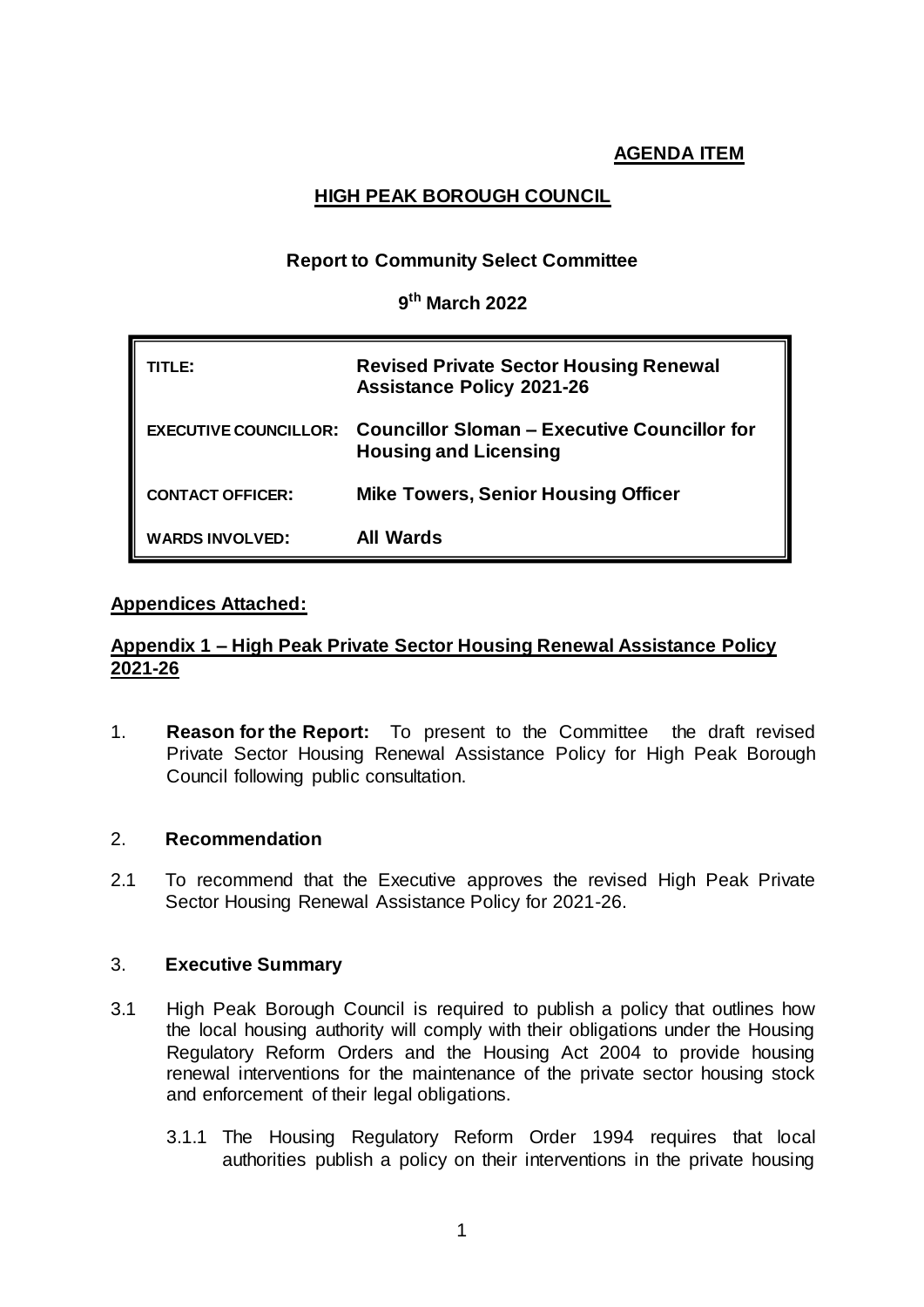**AGENDA ITEM**

# HIGH PEAK BOROUGH COUNCIL

## Report to Community Select Committee

**9th March 2022**

| | |
|---|---|
| **TITLE:** | **Revised Private Sector Housing Renewal Assistance Policy 2021-26** |
| **EXECUTIVE COUNCILLOR:** | **Councillor Sloman – Executive Councillor for Housing and Licensing** |
| **CONTACT OFFICER:** | **Mike Towers, Senior Housing Officer** |
| **WARDS INVOLVED:** | **All Wards** |

**Appendices Attached:**

**Appendix 1 – High Peak Private Sector Housing Renewal Assistance Policy 2021-26**

1. **Reason for the Report:** To present to the Committee the draft revised Private Sector Housing Renewal Assistance Policy for High Peak Borough Council following public consultation.

2. **Recommendation**

2.1 To recommend that the Executive approves the revised High Peak Private Sector Housing Renewal Assistance Policy for 2021-26.

3. **Executive Summary**

3.1 High Peak Borough Council is required to publish a policy that outlines how the local housing authority will comply with their obligations under the Housing Regulatory Reform Orders and the Housing Act 2004 to provide housing renewal interventions for the maintenance of the private sector housing stock and enforcement of their legal obligations.

3.1.1 The Housing Regulatory Reform Order 1994 requires that local authorities publish a policy on their interventions in the private housing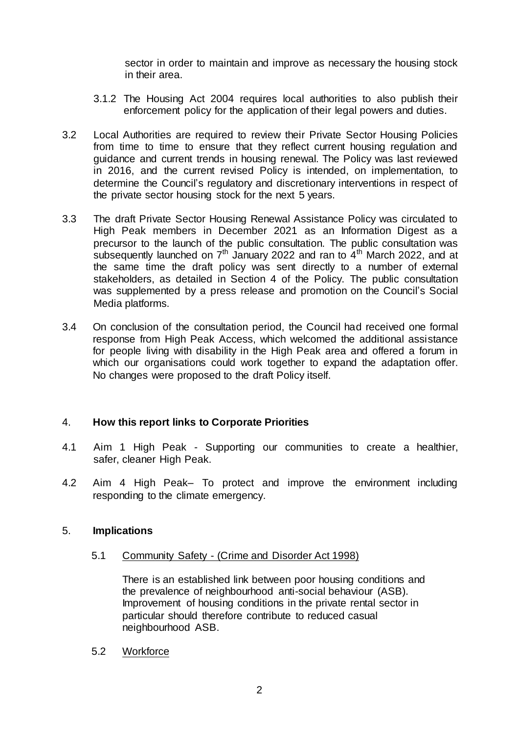sector in order to maintain and improve as necessary the housing stock in their area.

3.1.2 The Housing Act 2004 requires local authorities to also publish their enforcement policy for the application of their legal powers and duties.

3.2 Local Authorities are required to review their Private Sector Housing Policies from time to time to ensure that they reflect current housing regulation and guidance and current trends in housing renewal. The Policy was last reviewed in 2016, and the current revised Policy is intended, on implementation, to determine the Council's regulatory and discretionary interventions in respect of the private sector housing stock for the next 5 years.

3.3 The draft Private Sector Housing Renewal Assistance Policy was circulated to High Peak members in December 2021 as an Information Digest as a precursor to the launch of the public consultation. The public consultation was subsequently launched on 7th January 2022 and ran to 4th March 2022, and at the same time the draft policy was sent directly to a number of external stakeholders, as detailed in Section 4 of the Policy. The public consultation was supplemented by a press release and promotion on the Council's Social Media platforms.

3.4 On conclusion of the consultation period, the Council had received one formal response from High Peak Access, which welcomed the additional assistance for people living with disability in the High Peak area and offered a forum in which our organisations could work together to expand the adaptation offer. No changes were proposed to the draft Policy itself.

## 4. **How this report links to Corporate Priorities**

4.1 Aim 1 High Peak - Supporting our communities to create a healthier, safer, cleaner High Peak.

4.2 Aim 4 High Peak– To protect and improve the environment including responding to the climate emergency.

## 5. **Implications**

5.1 Community Safety - (Crime and Disorder Act 1998)

There is an established link between poor housing conditions and the prevalence of neighbourhood anti-social behaviour (ASB). Improvement of housing conditions in the private rental sector in particular should therefore contribute to reduced casual neighbourhood ASB.

5.2 Workforce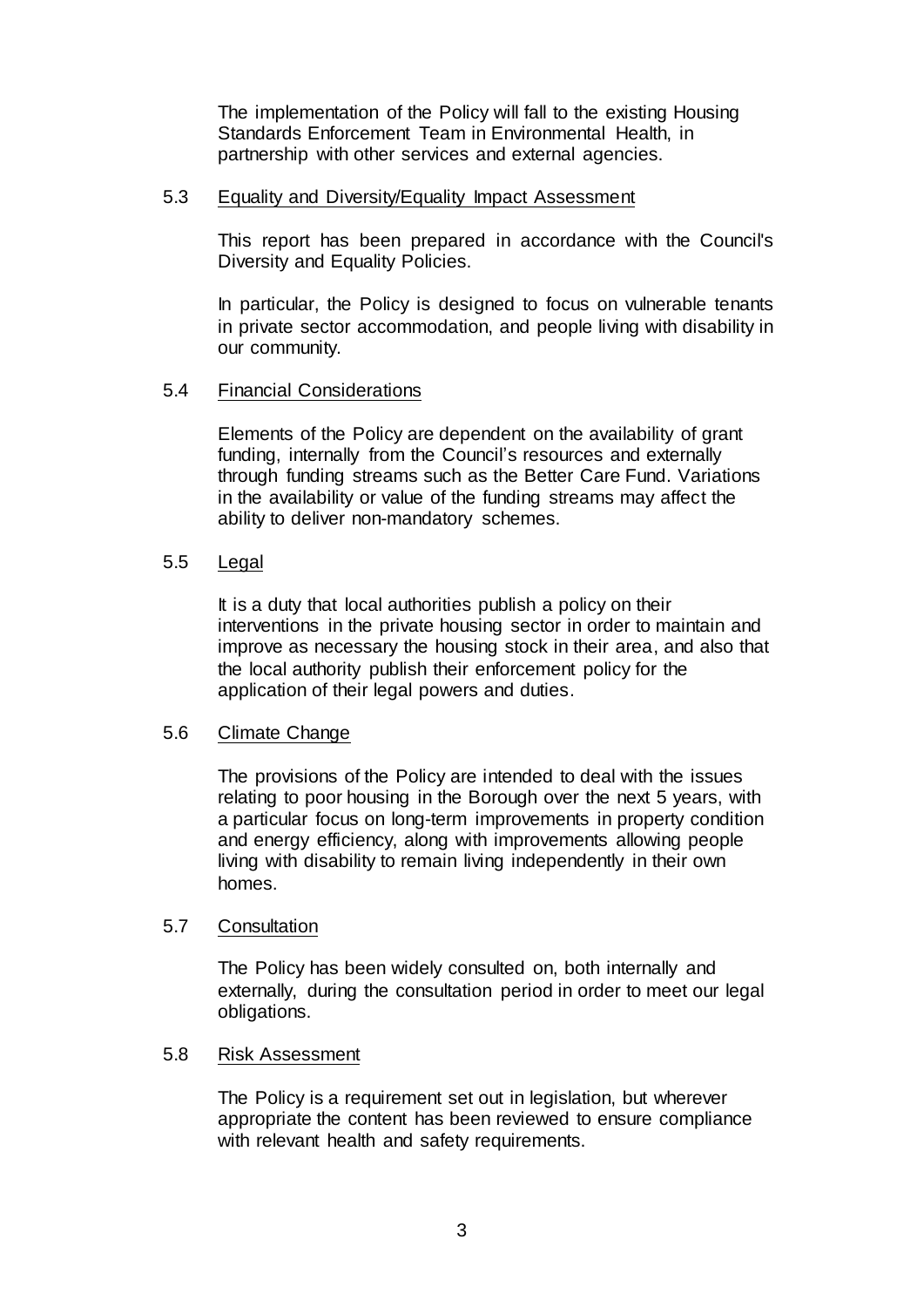The implementation of the Policy will fall to the existing Housing Standards Enforcement Team in Environmental Health, in partnership with other services and external agencies.

5.3 Equality and Diversity/Equality Impact Assessment

This report has been prepared in accordance with the Council's Diversity and Equality Policies.

In particular, the Policy is designed to focus on vulnerable tenants in private sector accommodation, and people living with disability in our community.

5.4 Financial Considerations

Elements of the Policy are dependent on the availability of grant funding, internally from the Council's resources and externally through funding streams such as the Better Care Fund. Variations in the availability or value of the funding streams may affect the ability to deliver non-mandatory schemes.

5.5 Legal

It is a duty that local authorities publish a policy on their interventions in the private housing sector in order to maintain and improve as necessary the housing stock in their area, and also that the local authority publish their enforcement policy for the application of their legal powers and duties.

5.6 Climate Change

The provisions of the Policy are intended to deal with the issues relating to poor housing in the Borough over the next 5 years, with a particular focus on long-term improvements in property condition and energy efficiency, along with improvements allowing people living with disability to remain living independently in their own homes.

5.7 Consultation

The Policy has been widely consulted on, both internally and externally, during the consultation period in order to meet our legal obligations.

5.8 Risk Assessment

The Policy is a requirement set out in legislation, but wherever appropriate the content has been reviewed to ensure compliance with relevant health and safety requirements.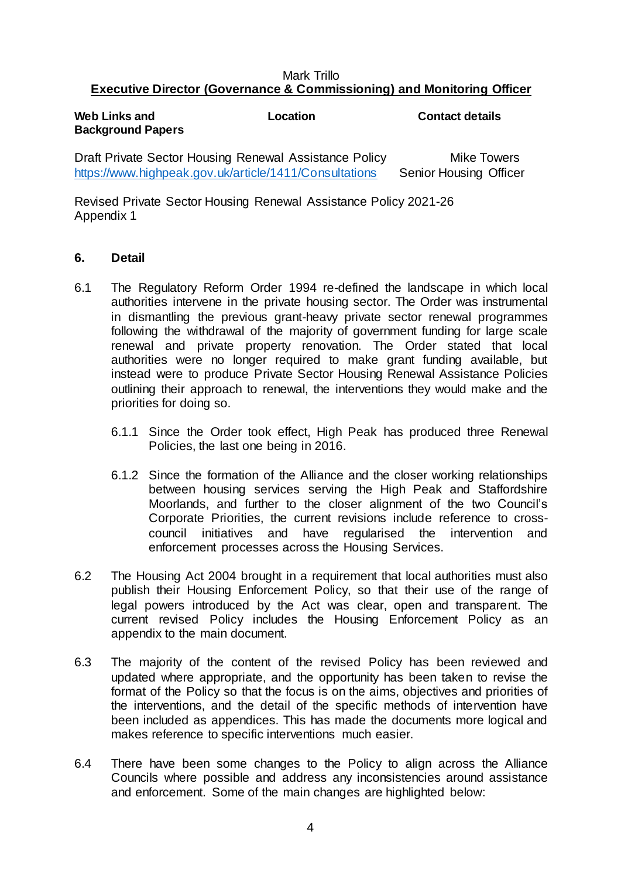Mark Trillo
**Executive Director (Governance & Commissioning) and Monitoring Officer**

| **Web Links and Background Papers** | **Location** | **Contact details** |
|---|---|---|
| Draft Private Sector Housing Renewal Assistance Policy | https://www.highpeak.gov.uk/article/1411/Consultations | Mike Towers Senior Housing Officer |
| Revised Private Sector Housing Renewal Assistance Policy 2021-26 Appendix 1 | | |

## 6. Detail

6.1 The Regulatory Reform Order 1994 re-defined the landscape in which local authorities intervene in the private housing sector. The Order was instrumental in dismantling the previous grant-heavy private sector renewal programmes following the withdrawal of the majority of government funding for large scale renewal and private property renovation. The Order stated that local authorities were no longer required to make grant funding available, but instead were to produce Private Sector Housing Renewal Assistance Policies outlining their approach to renewal, the interventions they would make and the priorities for doing so.

6.1.1 Since the Order took effect, High Peak has produced three Renewal Policies, the last one being in 2016.

6.1.2 Since the formation of the Alliance and the closer working relationships between housing services serving the High Peak and Staffordshire Moorlands, and further to the closer alignment of the two Council's Corporate Priorities, the current revisions include reference to cross-council initiatives and have regularised the intervention and enforcement processes across the Housing Services.

6.2 The Housing Act 2004 brought in a requirement that local authorities must also publish their Housing Enforcement Policy, so that their use of the range of legal powers introduced by the Act was clear, open and transparent. The current revised Policy includes the Housing Enforcement Policy as an appendix to the main document.

6.3 The majority of the content of the revised Policy has been reviewed and updated where appropriate, and the opportunity has been taken to revise the format of the Policy so that the focus is on the aims, objectives and priorities of the interventions, and the detail of the specific methods of intervention have been included as appendices. This has made the documents more logical and makes reference to specific interventions much easier.

6.4 There have been some changes to the Policy to align across the Alliance Councils where possible and address any inconsistencies around assistance and enforcement. Some of the main changes are highlighted below: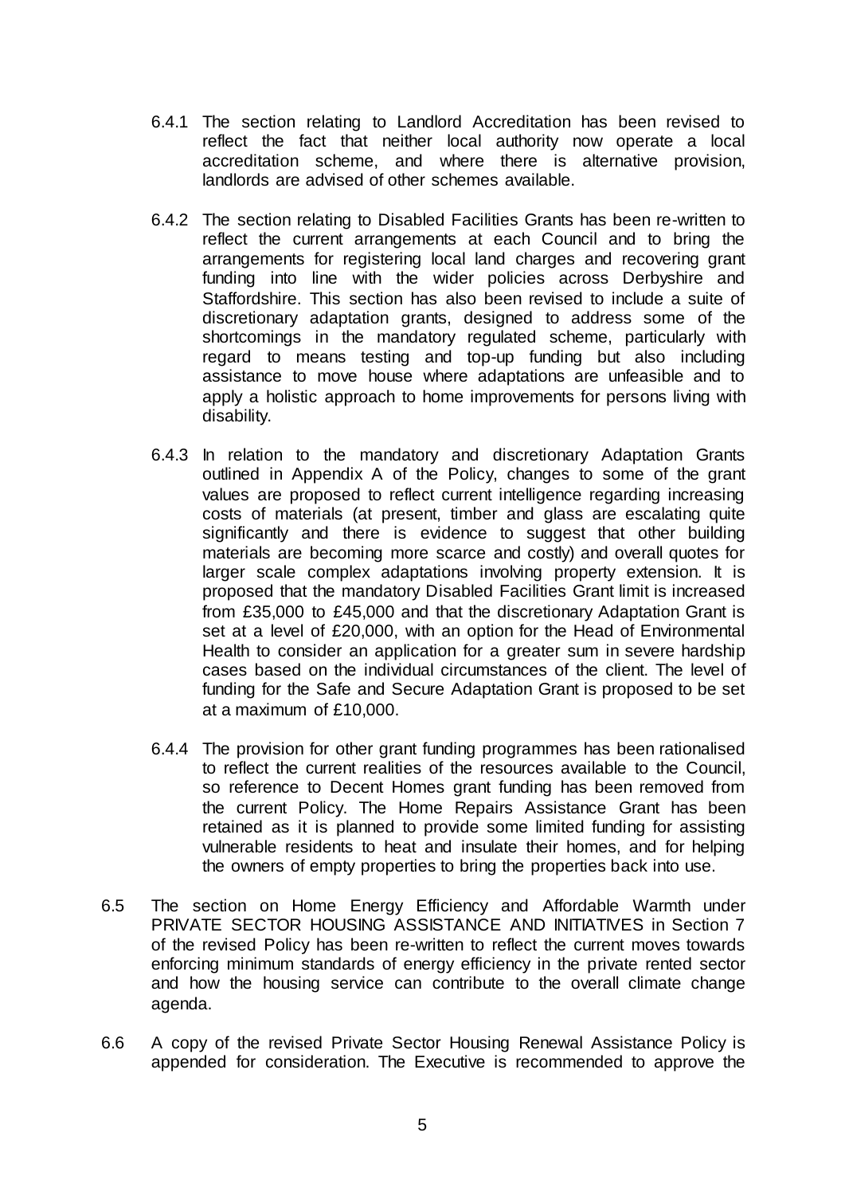6.4.1 The section relating to Landlord Accreditation has been revised to reflect the fact that neither local authority now operate a local accreditation scheme, and where there is alternative provision, landlords are advised of other schemes available.

6.4.2 The section relating to Disabled Facilities Grants has been re-written to reflect the current arrangements at each Council and to bring the arrangements for registering local land charges and recovering grant funding into line with the wider policies across Derbyshire and Staffordshire. This section has also been revised to include a suite of discretionary adaptation grants, designed to address some of the shortcomings in the mandatory regulated scheme, particularly with regard to means testing and top-up funding but also including assistance to move house where adaptations are unfeasible and to apply a holistic approach to home improvements for persons living with disability.

6.4.3 In relation to the mandatory and discretionary Adaptation Grants outlined in Appendix A of the Policy, changes to some of the grant values are proposed to reflect current intelligence regarding increasing costs of materials (at present, timber and glass are escalating quite significantly and there is evidence to suggest that other building materials are becoming more scarce and costly) and overall quotes for larger scale complex adaptations involving property extension. It is proposed that the mandatory Disabled Facilities Grant limit is increased from £35,000 to £45,000 and that the discretionary Adaptation Grant is set at a level of £20,000, with an option for the Head of Environmental Health to consider an application for a greater sum in severe hardship cases based on the individual circumstances of the client. The level of funding for the Safe and Secure Adaptation Grant is proposed to be set at a maximum of £10,000.

6.4.4 The provision for other grant funding programmes has been rationalised to reflect the current realities of the resources available to the Council, so reference to Decent Homes grant funding has been removed from the current Policy. The Home Repairs Assistance Grant has been retained as it is planned to provide some limited funding for assisting vulnerable residents to heat and insulate their homes, and for helping the owners of empty properties to bring the properties back into use.

6.5 The section on Home Energy Efficiency and Affordable Warmth under PRIVATE SECTOR HOUSING ASSISTANCE AND INITIATIVES in Section 7 of the revised Policy has been re-written to reflect the current moves towards enforcing minimum standards of energy efficiency in the private rented sector and how the housing service can contribute to the overall climate change agenda.

6.6 A copy of the revised Private Sector Housing Renewal Assistance Policy is appended for consideration. The Executive is recommended to approve the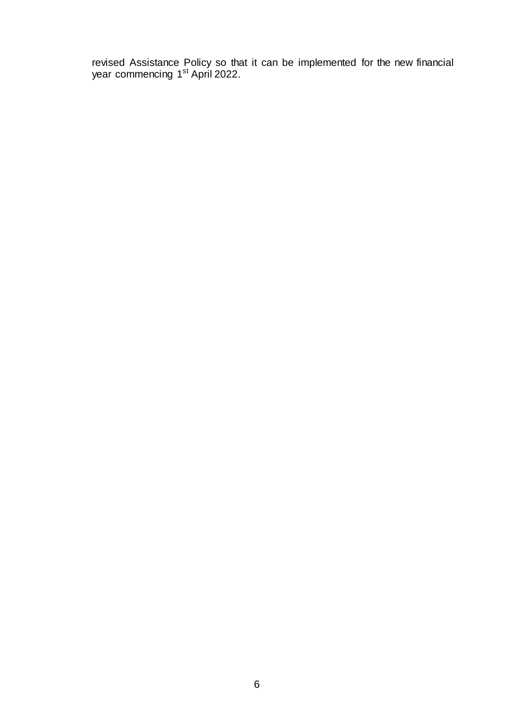revised Assistance Policy so that it can be implemented for the new financial year commencing 1st April 2022.